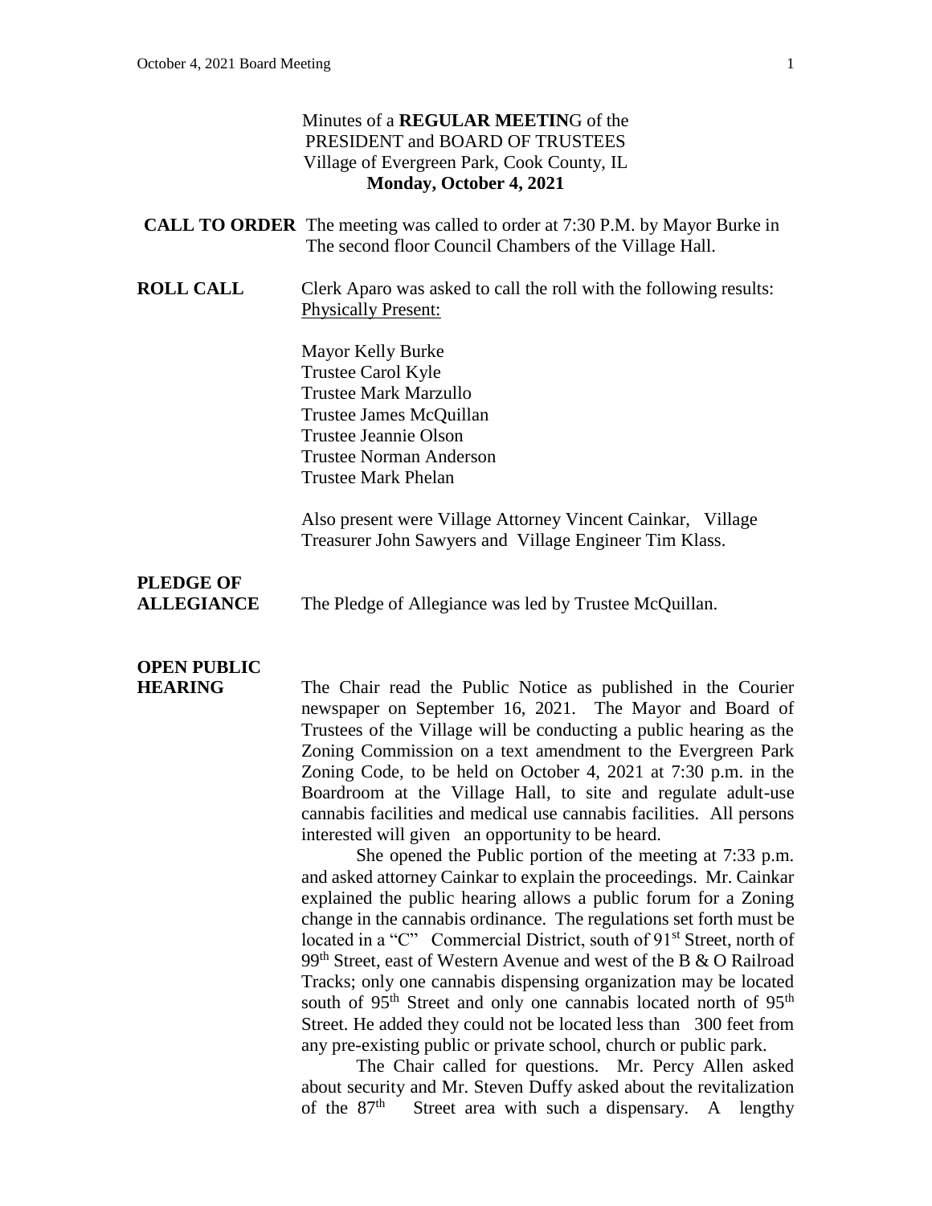Minutes of a **REGULAR MEETIN**G of the
PRESIDENT and BOARD OF TRUSTEES
Village of Evergreen Park, Cook County, IL
**Monday, October 4, 2021**

**CALL TO ORDER** The meeting was called to order at 7:30 P.M. by Mayor Burke in The second floor Council Chambers of the Village Hall.

**ROLL CALL** Clerk Aparo was asked to call the roll with the following results:
Physically Present:

Mayor Kelly Burke
Trustee Carol Kyle
Trustee Mark Marzullo
Trustee James McQuillan
Trustee Jeannie Olson
Trustee Norman Anderson
Trustee Mark Phelan

Also present were Village Attorney Vincent Cainkar, Village Treasurer John Sawyers and Village Engineer Tim Klass.

**PLEDGE OF ALLEGIANCE** The Pledge of Allegiance was led by Trustee McQuillan.

**OPEN PUBLIC HEARING** The Chair read the Public Notice as published in the Courier newspaper on September 16, 2021. The Mayor and Board of Trustees of the Village will be conducting a public hearing as the Zoning Commission on a text amendment to the Evergreen Park Zoning Code, to be held on October 4, 2021 at 7:30 p.m. in the Boardroom at the Village Hall, to site and regulate adult-use cannabis facilities and medical use cannabis facilities. All persons interested will given an opportunity to be heard.

She opened the Public portion of the meeting at 7:33 p.m. and asked attorney Cainkar to explain the proceedings. Mr. Cainkar explained the public hearing allows a public forum for a Zoning change in the cannabis ordinance. The regulations set forth must be located in a "C" Commercial District, south of 91st Street, north of 99th Street, east of Western Avenue and west of the B & O Railroad Tracks; only one cannabis dispensing organization may be located south of 95th Street and only one cannabis located north of 95th Street. He added they could not be located less than 300 feet from any pre-existing public or private school, church or public park.

The Chair called for questions. Mr. Percy Allen asked about security and Mr. Steven Duffy asked about the revitalization of the 87th Street area with such a dispensary. A lengthy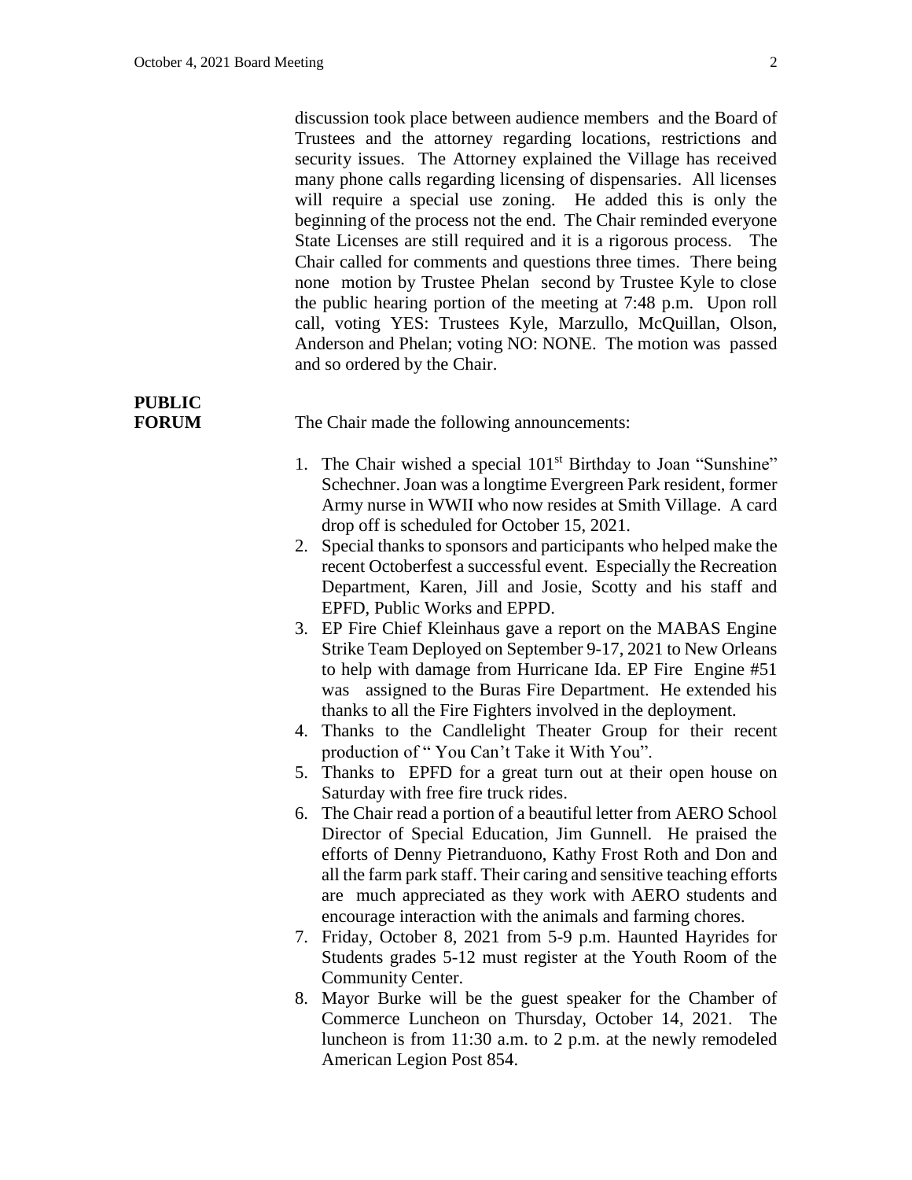discussion took place between audience members and the Board of Trustees and the attorney regarding locations, restrictions and security issues. The Attorney explained the Village has received many phone calls regarding licensing of dispensaries. All licenses will require a special use zoning. He added this is only the beginning of the process not the end. The Chair reminded everyone State Licenses are still required and it is a rigorous process. The Chair called for comments and questions three times. There being none motion by Trustee Phelan second by Trustee Kyle to close the public hearing portion of the meeting at 7:48 p.m. Upon roll call, voting YES: Trustees Kyle, Marzullo, McQuillan, Olson, Anderson and Phelan; voting NO: NONE. The motion was passed and so ordered by the Chair.

**PUBLIC FORUM**

The Chair made the following announcements:

1. The Chair wished a special 101st Birthday to Joan "Sunshine" Schechner. Joan was a longtime Evergreen Park resident, former Army nurse in WWII who now resides at Smith Village. A card drop off is scheduled for October 15, 2021.
2. Special thanks to sponsors and participants who helped make the recent Octoberfest a successful event. Especially the Recreation Department, Karen, Jill and Josie, Scotty and his staff and EPFD, Public Works and EPPD.
3. EP Fire Chief Kleinhaus gave a report on the MABAS Engine Strike Team Deployed on September 9-17, 2021 to New Orleans to help with damage from Hurricane Ida. EP Fire Engine #51 was assigned to the Buras Fire Department. He extended his thanks to all the Fire Fighters involved in the deployment.
4. Thanks to the Candlelight Theater Group for their recent production of " You Can't Take it With You".
5. Thanks to EPFD for a great turn out at their open house on Saturday with free fire truck rides.
6. The Chair read a portion of a beautiful letter from AERO School Director of Special Education, Jim Gunnell. He praised the efforts of Denny Pietranduono, Kathy Frost Roth and Don and all the farm park staff. Their caring and sensitive teaching efforts are much appreciated as they work with AERO students and encourage interaction with the animals and farming chores.
7. Friday, October 8, 2021 from 5-9 p.m. Haunted Hayrides for Students grades 5-12 must register at the Youth Room of the Community Center.
8. Mayor Burke will be the guest speaker for the Chamber of Commerce Luncheon on Thursday, October 14, 2021. The luncheon is from 11:30 a.m. to 2 p.m. at the newly remodeled American Legion Post 854.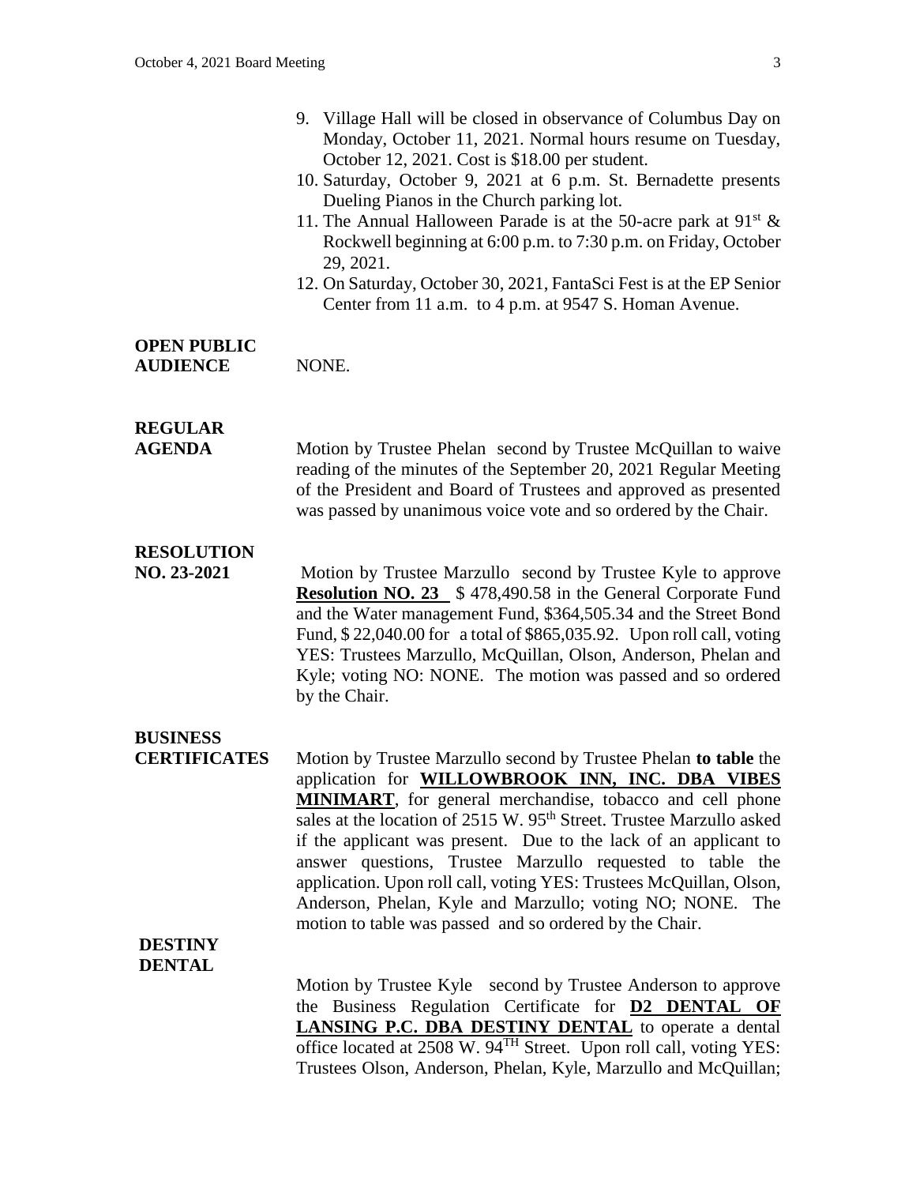9. Village Hall will be closed in observance of Columbus Day on Monday, October 11, 2021. Normal hours resume on Tuesday, October 12, 2021. Cost is $18.00 per student.
10. Saturday, October 9, 2021 at 6 p.m. St. Bernadette presents Dueling Pianos in the Church parking lot.
11. The Annual Halloween Parade is at the 50-acre park at 91st & Rockwell beginning at 6:00 p.m. to 7:30 p.m. on Friday, October 29, 2021.
12. On Saturday, October 30, 2021, FantaSci Fest is at the EP Senior Center from 11 a.m. to 4 p.m. at 9547 S. Homan Avenue.

**OPEN PUBLIC AUDIENCE**

NONE.

**REGULAR AGENDA**

Motion by Trustee Phelan second by Trustee McQuillan to waive reading of the minutes of the September 20, 2021 Regular Meeting of the President and Board of Trustees and approved as presented was passed by unanimous voice vote and so ordered by the Chair.

**RESOLUTION NO. 23-2021**

Motion by Trustee Marzullo second by Trustee Kyle to approve **Resolution NO. 23** $ 478,490.58 in the General Corporate Fund and the Water management Fund, $364,505.34 and the Street Bond Fund, $ 22,040.00 for a total of $865,035.92. Upon roll call, voting YES: Trustees Marzullo, McQuillan, Olson, Anderson, Phelan and Kyle; voting NO: NONE. The motion was passed and so ordered by the Chair.

**BUSINESS CERTIFICATES**

Motion by Trustee Marzullo second by Trustee Phelan **to table** the application for **WILLOWBROOK INN, INC. DBA VIBES MINIMART**, for general merchandise, tobacco and cell phone sales at the location of 2515 W. 95th Street. Trustee Marzullo asked if the applicant was present. Due to the lack of an applicant to answer questions, Trustee Marzullo requested to table the application. Upon roll call, voting YES: Trustees McQuillan, Olson, Anderson, Phelan, Kyle and Marzullo; voting NO; NONE. The motion to table was passed and so ordered by the Chair.

**DESTINY DENTAL**

Motion by Trustee Kyle second by Trustee Anderson to approve the Business Regulation Certificate for **D2 DENTAL OF LANSING P.C. DBA DESTINY DENTAL** to operate a dental office located at 2508 W. 94TH Street. Upon roll call, voting YES: Trustees Olson, Anderson, Phelan, Kyle, Marzullo and McQuillan;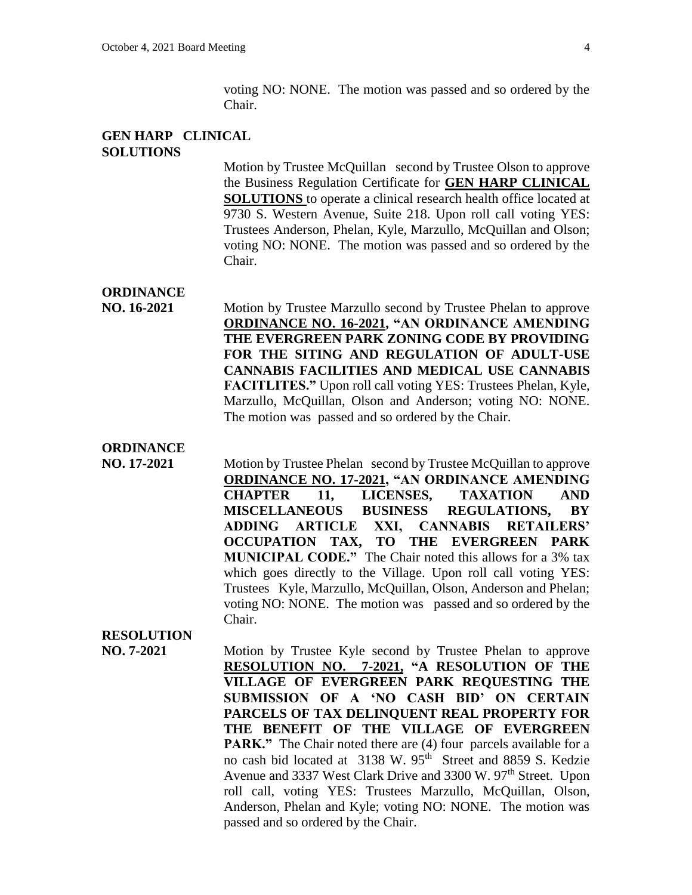voting NO: NONE. The motion was passed and so ordered by the Chair.

**GEN HARP CLINICAL SOLUTIONS**

Motion by Trustee McQuillan second by Trustee Olson to approve the Business Regulation Certificate for **GEN HARP CLINICAL SOLUTIONS** to operate a clinical research health office located at 9730 S. Western Avenue, Suite 218. Upon roll call voting YES: Trustees Anderson, Phelan, Kyle, Marzullo, McQuillan and Olson; voting NO: NONE. The motion was passed and so ordered by the Chair.

**ORDINANCE NO. 16-2021**

Motion by Trustee Marzullo second by Trustee Phelan to approve **ORDINANCE NO. 16-2021, "AN ORDINANCE AMENDING THE EVERGREEN PARK ZONING CODE BY PROVIDING FOR THE SITING AND REGULATION OF ADULT-USE CANNABIS FACILITIES AND MEDICAL USE CANNABIS FACITLITES."** Upon roll call voting YES: Trustees Phelan, Kyle, Marzullo, McQuillan, Olson and Anderson; voting NO: NONE. The motion was passed and so ordered by the Chair.

**ORDINANCE NO. 17-2021**

Motion by Trustee Phelan second by Trustee McQuillan to approve **ORDINANCE NO. 17-2021, "AN ORDINANCE AMENDING CHAPTER 11, LICENSES, TAXATION AND MISCELLANEOUS BUSINESS REGULATIONS, BY ADDING ARTICLE XXI, CANNABIS RETAILERS' OCCUPATION TAX, TO THE EVERGREEN PARK MUNICIPAL CODE."** The Chair noted this allows for a 3% tax which goes directly to the Village. Upon roll call voting YES: Trustees Kyle, Marzullo, McQuillan, Olson, Anderson and Phelan; voting NO: NONE. The motion was passed and so ordered by the Chair.

**RESOLUTION NO. 7-2021**

Motion by Trustee Kyle second by Trustee Phelan to approve **RESOLUTION NO. 7-2021, "A RESOLUTION OF THE VILLAGE OF EVERGREEN PARK REQUESTING THE SUBMISSION OF A 'NO CASH BID' ON CERTAIN PARCELS OF TAX DELINQUENT REAL PROPERTY FOR THE BENEFIT OF THE VILLAGE OF EVERGREEN PARK."** The Chair noted there are (4) four parcels available for a no cash bid located at 3138 W. 95th Street and 8859 S. Kedzie Avenue and 3337 West Clark Drive and 3300 W. 97th Street. Upon roll call, voting YES: Trustees Marzullo, McQuillan, Olson, Anderson, Phelan and Kyle; voting NO: NONE. The motion was passed and so ordered by the Chair.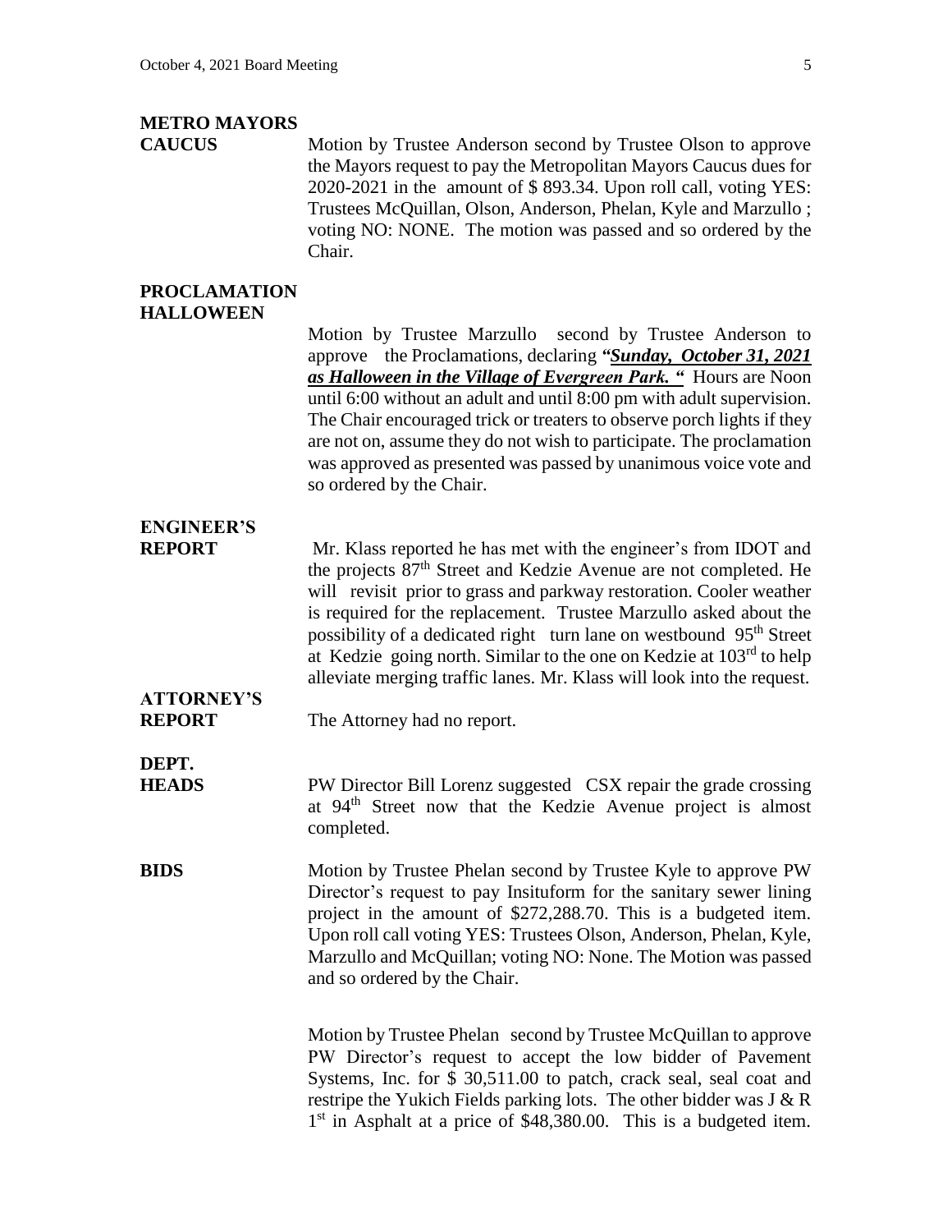**METRO MAYORS CAUCUS**

Motion by Trustee Anderson second by Trustee Olson to approve the Mayors request to pay the Metropolitan Mayors Caucus dues for 2020-2021 in the amount of $ 893.34. Upon roll call, voting YES: Trustees McQuillan, Olson, Anderson, Phelan, Kyle and Marzullo ; voting NO: NONE. The motion was passed and so ordered by the Chair.

**PROCLAMATION HALLOWEEN**

Motion by Trustee Marzullo second by Trustee Anderson to approve the Proclamations, declaring ***"Sunday, October 31, 2021 as Halloween in the Village of Evergreen Park. "*** Hours are Noon until 6:00 without an adult and until 8:00 pm with adult supervision. The Chair encouraged trick or treaters to observe porch lights if they are not on, assume they do not wish to participate. The proclamation was approved as presented was passed by unanimous voice vote and so ordered by the Chair.

**ENGINEER'S REPORT**

Mr. Klass reported he has met with the engineer's from IDOT and the projects 87th Street and Kedzie Avenue are not completed. He will revisit prior to grass and parkway restoration. Cooler weather is required for the replacement. Trustee Marzullo asked about the possibility of a dedicated right turn lane on westbound 95th Street at Kedzie going north. Similar to the one on Kedzie at 103rd to help alleviate merging traffic lanes. Mr. Klass will look into the request.

**ATTORNEY'S REPORT**

The Attorney had no report.

**DEPT. HEADS**

PW Director Bill Lorenz suggested CSX repair the grade crossing at 94th Street now that the Kedzie Avenue project is almost completed.

**BIDS**

Motion by Trustee Phelan second by Trustee Kyle to approve PW Director's request to pay Insituform for the sanitary sewer lining project in the amount of $272,288.70. This is a budgeted item. Upon roll call voting YES: Trustees Olson, Anderson, Phelan, Kyle, Marzullo and McQuillan; voting NO: None. The Motion was passed and so ordered by the Chair.

Motion by Trustee Phelan second by Trustee McQuillan to approve PW Director's request to accept the low bidder of Pavement Systems, Inc. for $ 30,511.00 to patch, crack seal, seal coat and restripe the Yukich Fields parking lots. The other bidder was J & R 1st in Asphalt at a price of $48,380.00. This is a budgeted item.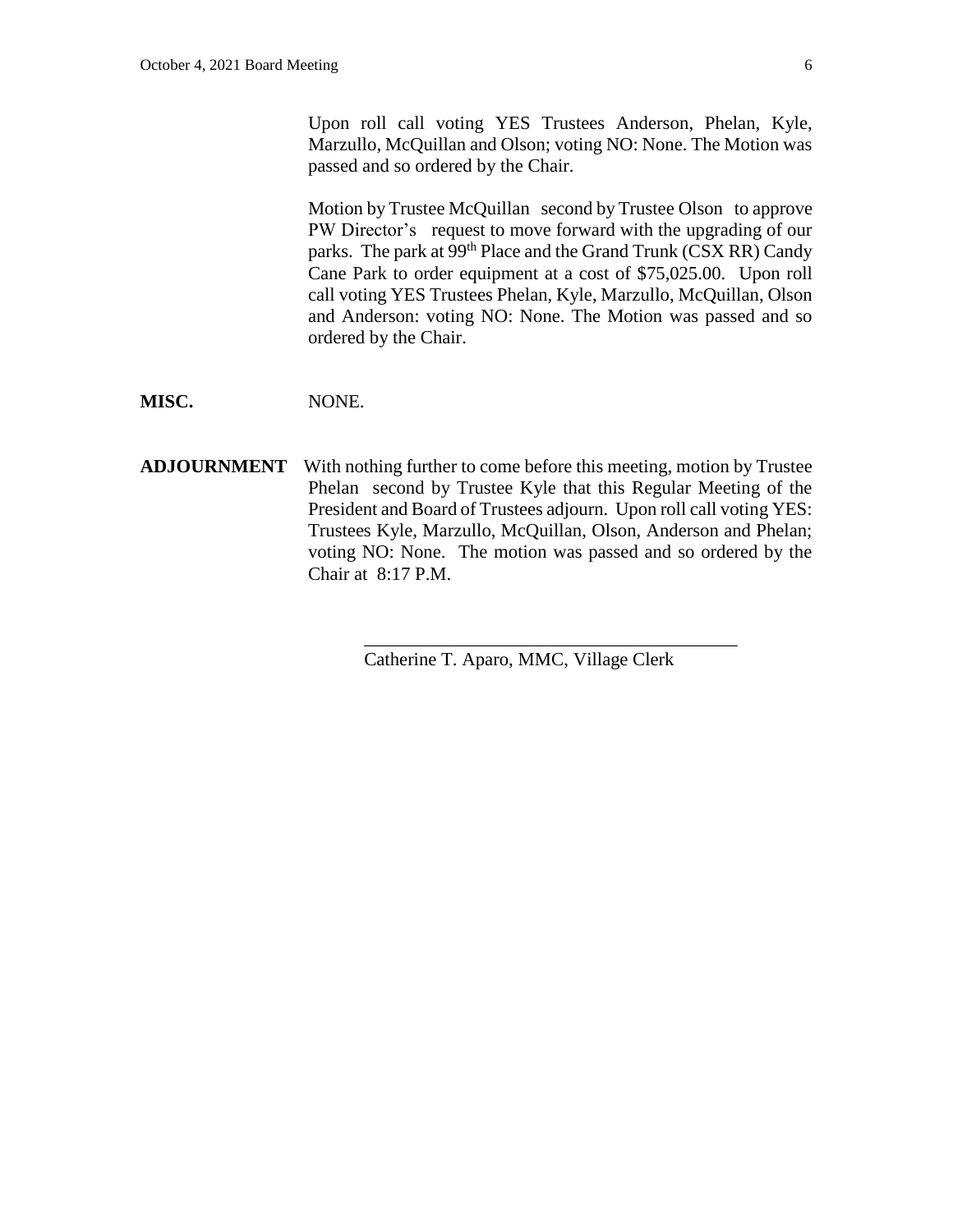Upon roll call voting YES Trustees Anderson, Phelan, Kyle, Marzullo, McQuillan and Olson; voting NO: None. The Motion was passed and so ordered by the Chair.

Motion by Trustee McQuillan second by Trustee Olson to approve PW Director's request to move forward with the upgrading of our parks. The park at 99th Place and the Grand Trunk (CSX RR) Candy Cane Park to order equipment at a cost of $75,025.00. Upon roll call voting YES Trustees Phelan, Kyle, Marzullo, McQuillan, Olson and Anderson: voting NO: None. The Motion was passed and so ordered by the Chair.

**MISC.** NONE.

**ADJOURNMENT** With nothing further to come before this meeting, motion by Trustee Phelan second by Trustee Kyle that this Regular Meeting of the President and Board of Trustees adjourn. Upon roll call voting YES: Trustees Kyle, Marzullo, McQuillan, Olson, Anderson and Phelan; voting NO: None. The motion was passed and so ordered by the Chair at 8:17 P.M.

\_\_\_\_\_\_\_\_\_\_\_\_\_\_\_\_\_\_\_\_\_\_\_\_\_\_\_\_\_\_\_\_\_\_\_\_\_\_\_\_

Catherine T. Aparo, MMC, Village Clerk